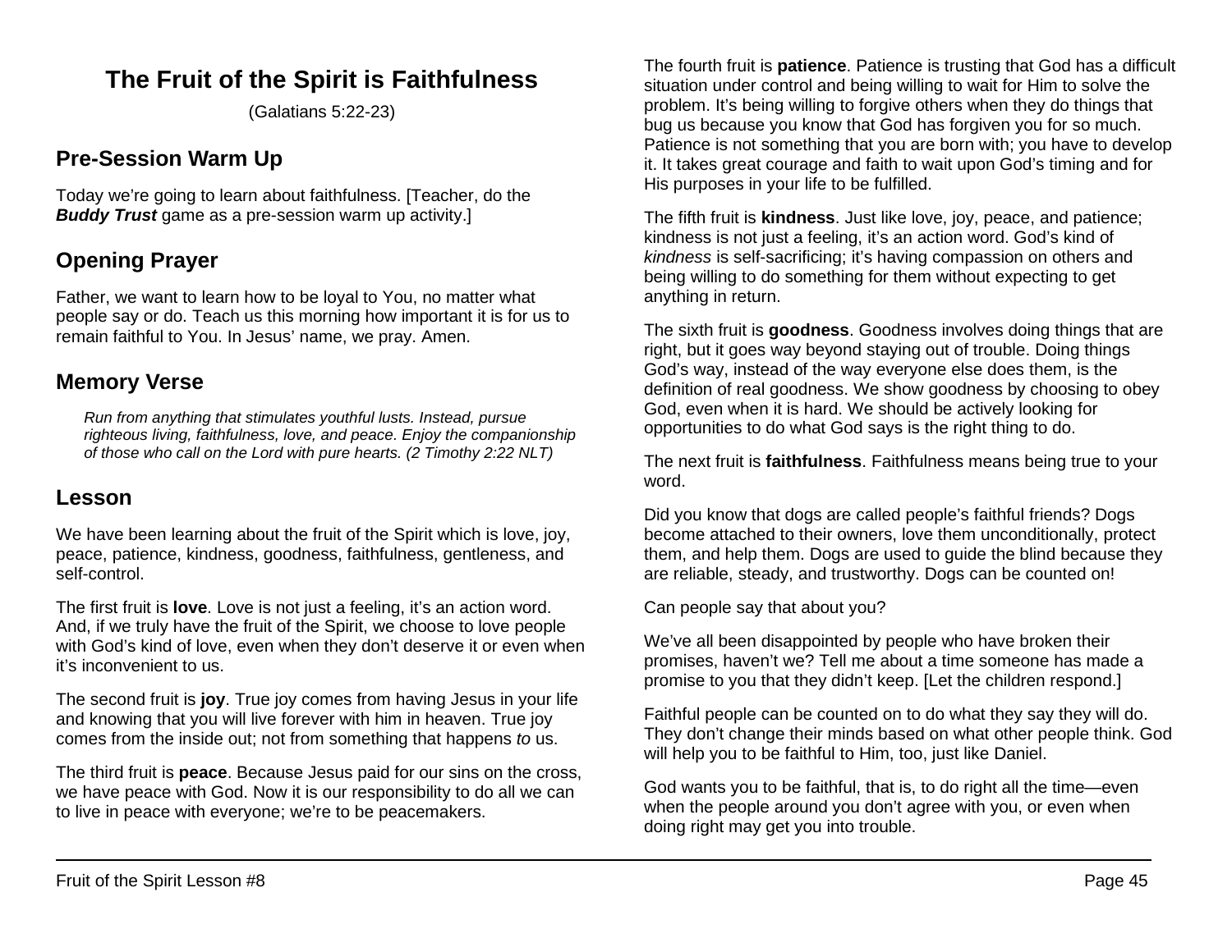# The Fruit of the Spirit is Faithfulness

(Galatians 5:22-23)

## Pre-Session Warm Up

Today we're going to learn about faithfulness. [Teacher, do the ***Buddy Trust*** game as a pre-session warm up activity.]

## Opening Prayer

Father, we want to learn how to be loyal to You, no matter what people say or do. Teach us this morning how important it is for us to remain faithful to You. In Jesus' name, we pray. Amen.

## Memory Verse

> *Run from anything that stimulates youthful lusts. Instead, pursue righteous living, faithfulness, love, and peace. Enjoy the companionship of those who call on the Lord with pure hearts. (2 Timothy 2:22 NLT)*

## Lesson

We have been learning about the fruit of the Spirit which is love, joy, peace, patience, kindness, goodness, faithfulness, gentleness, and self-control.

The first fruit is **love**. Love is not just a feeling, it's an action word. And, if we truly have the fruit of the Spirit, we choose to love people with God's kind of love, even when they don't deserve it or even when it's inconvenient to us.

The second fruit is **joy**. True joy comes from having Jesus in your life and knowing that you will live forever with him in heaven. True joy comes from the inside out; not from something that happens *to* us.

The third fruit is **peace**. Because Jesus paid for our sins on the cross, we have peace with God. Now it is our responsibility to do all we can to live in peace with everyone; we're to be peacemakers.

The fourth fruit is **patience**. Patience is trusting that God has a difficult situation under control and being willing to wait for Him to solve the problem. It's being willing to forgive others when they do things that bug us because you know that God has forgiven you for so much. Patience is not something that you are born with; you have to develop it. It takes great courage and faith to wait upon God's timing and for His purposes in your life to be fulfilled.

The fifth fruit is **kindness**. Just like love, joy, peace, and patience; kindness is not just a feeling, it's an action word. God's kind of *kindness* is self-sacrificing; it's having compassion on others and being willing to do something for them without expecting to get anything in return.

The sixth fruit is **goodness**. Goodness involves doing things that are right, but it goes way beyond staying out of trouble. Doing things God's way, instead of the way everyone else does them, is the definition of real goodness. We show goodness by choosing to obey God, even when it is hard. We should be actively looking for opportunities to do what God says is the right thing to do.

The next fruit is **faithfulness**. Faithfulness means being true to your word.

Did you know that dogs are called people's faithful friends? Dogs become attached to their owners, love them unconditionally, protect them, and help them. Dogs are used to guide the blind because they are reliable, steady, and trustworthy. Dogs can be counted on!

Can people say that about you?

We've all been disappointed by people who have broken their promises, haven't we? Tell me about a time someone has made a promise to you that they didn't keep. [Let the children respond.]

Faithful people can be counted on to do what they say they will do. They don't change their minds based on what other people think. God will help you to be faithful to Him, too, just like Daniel.

God wants you to be faithful, that is, to do right all the time—even when the people around you don't agree with you, or even when doing right may get you into trouble.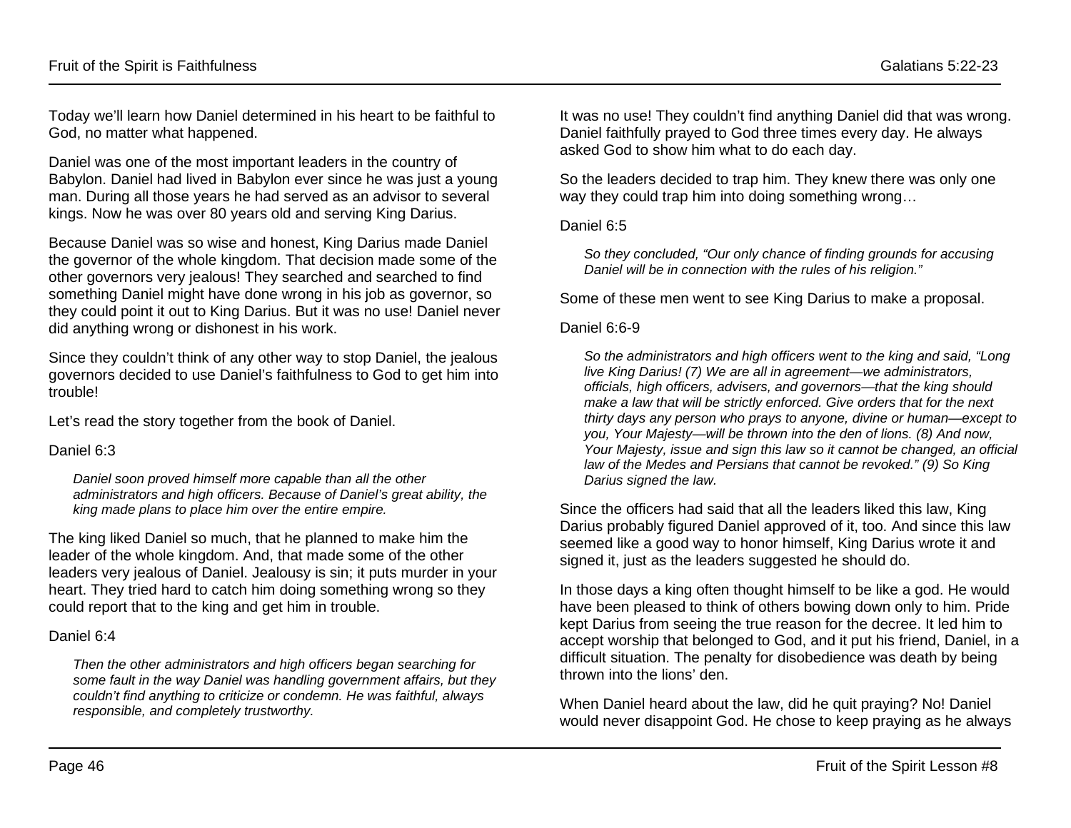Today we'll learn how Daniel determined in his heart to be faithful to God, no matter what happened.

Daniel was one of the most important leaders in the country of Babylon. Daniel had lived in Babylon ever since he was just a young man. During all those years he had served as an advisor to several kings. Now he was over 80 years old and serving King Darius.

Because Daniel was so wise and honest, King Darius made Daniel the governor of the whole kingdom. That decision made some of the other governors very jealous! They searched and searched to find something Daniel might have done wrong in his job as governor, so they could point it out to King Darius. But it was no use! Daniel never did anything wrong or dishonest in his work.

Since they couldn't think of any other way to stop Daniel, the jealous governors decided to use Daniel's faithfulness to God to get him into trouble!

Let's read the story together from the book of Daniel.

Daniel 6:3

> *Daniel soon proved himself more capable than all the other administrators and high officers. Because of Daniel's great ability, the king made plans to place him over the entire empire.*

The king liked Daniel so much, that he planned to make him the leader of the whole kingdom. And, that made some of the other leaders very jealous of Daniel. Jealousy is sin; it puts murder in your heart. They tried hard to catch him doing something wrong so they could report that to the king and get him in trouble.

Daniel 6:4

> *Then the other administrators and high officers began searching for some fault in the way Daniel was handling government affairs, but they couldn't find anything to criticize or condemn. He was faithful, always responsible, and completely trustworthy.*

It was no use! They couldn't find anything Daniel did that was wrong. Daniel faithfully prayed to God three times every day. He always asked God to show him what to do each day.

So the leaders decided to trap him. They knew there was only one way they could trap him into doing something wrong…

Daniel 6:5

> *So they concluded, "Our only chance of finding grounds for accusing Daniel will be in connection with the rules of his religion."*

Some of these men went to see King Darius to make a proposal.

Daniel 6:6-9

> *So the administrators and high officers went to the king and said, "Long live King Darius! (7) We are all in agreement—we administrators, officials, high officers, advisers, and governors—that the king should make a law that will be strictly enforced. Give orders that for the next thirty days any person who prays to anyone, divine or human—except to you, Your Majesty—will be thrown into the den of lions. (8) And now, Your Majesty, issue and sign this law so it cannot be changed, an official law of the Medes and Persians that cannot be revoked." (9) So King Darius signed the law.*

Since the officers had said that all the leaders liked this law, King Darius probably figured Daniel approved of it, too. And since this law seemed like a good way to honor himself, King Darius wrote it and signed it, just as the leaders suggested he should do.

In those days a king often thought himself to be like a god. He would have been pleased to think of others bowing down only to him. Pride kept Darius from seeing the true reason for the decree. It led him to accept worship that belonged to God, and it put his friend, Daniel, in a difficult situation. The penalty for disobedience was death by being thrown into the lions' den.

When Daniel heard about the law, did he quit praying? No! Daniel would never disappoint God. He chose to keep praying as he always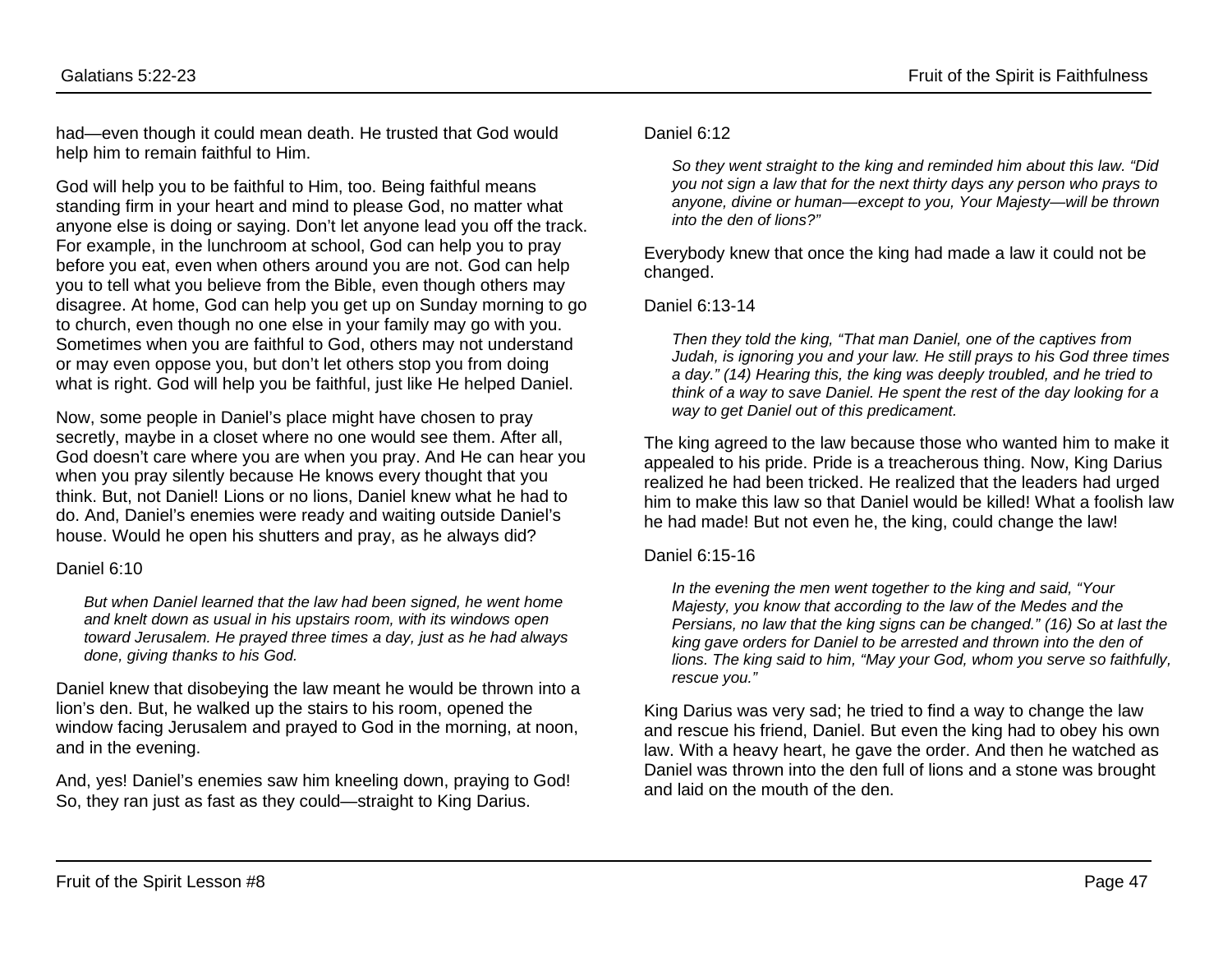had—even though it could mean death. He trusted that God would help him to remain faithful to Him.

God will help you to be faithful to Him, too. Being faithful means standing firm in your heart and mind to please God, no matter what anyone else is doing or saying. Don't let anyone lead you off the track. For example, in the lunchroom at school, God can help you to pray before you eat, even when others around you are not. God can help you to tell what you believe from the Bible, even though others may disagree. At home, God can help you get up on Sunday morning to go to church, even though no one else in your family may go with you. Sometimes when you are faithful to God, others may not understand or may even oppose you, but don't let others stop you from doing what is right. God will help you be faithful, just like He helped Daniel.

Now, some people in Daniel's place might have chosen to pray secretly, maybe in a closet where no one would see them. After all, God doesn't care where you are when you pray. And He can hear you when you pray silently because He knows every thought that you think. But, not Daniel! Lions or no lions, Daniel knew what he had to do. And, Daniel's enemies were ready and waiting outside Daniel's house. Would he open his shutters and pray, as he always did?

Daniel 6:10

> *But when Daniel learned that the law had been signed, he went home and knelt down as usual in his upstairs room, with its windows open toward Jerusalem. He prayed three times a day, just as he had always done, giving thanks to his God.*

Daniel knew that disobeying the law meant he would be thrown into a lion's den. But, he walked up the stairs to his room, opened the window facing Jerusalem and prayed to God in the morning, at noon, and in the evening.

And, yes! Daniel's enemies saw him kneeling down, praying to God! So, they ran just as fast as they could—straight to King Darius.

Daniel 6:12

> *So they went straight to the king and reminded him about this law. "Did you not sign a law that for the next thirty days any person who prays to anyone, divine or human—except to you, Your Majesty—will be thrown into the den of lions?"*

Everybody knew that once the king had made a law it could not be changed.

Daniel 6:13-14

> *Then they told the king, "That man Daniel, one of the captives from Judah, is ignoring you and your law. He still prays to his God three times a day." (14) Hearing this, the king was deeply troubled, and he tried to think of a way to save Daniel. He spent the rest of the day looking for a way to get Daniel out of this predicament.*

The king agreed to the law because those who wanted him to make it appealed to his pride. Pride is a treacherous thing. Now, King Darius realized he had been tricked. He realized that the leaders had urged him to make this law so that Daniel would be killed! What a foolish law he had made! But not even he, the king, could change the law!

Daniel 6:15-16

> *In the evening the men went together to the king and said, "Your Majesty, you know that according to the law of the Medes and the Persians, no law that the king signs can be changed." (16) So at last the king gave orders for Daniel to be arrested and thrown into the den of lions. The king said to him, "May your God, whom you serve so faithfully, rescue you."*

King Darius was very sad; he tried to find a way to change the law and rescue his friend, Daniel. But even the king had to obey his own law. With a heavy heart, he gave the order. And then he watched as Daniel was thrown into the den full of lions and a stone was brought and laid on the mouth of the den.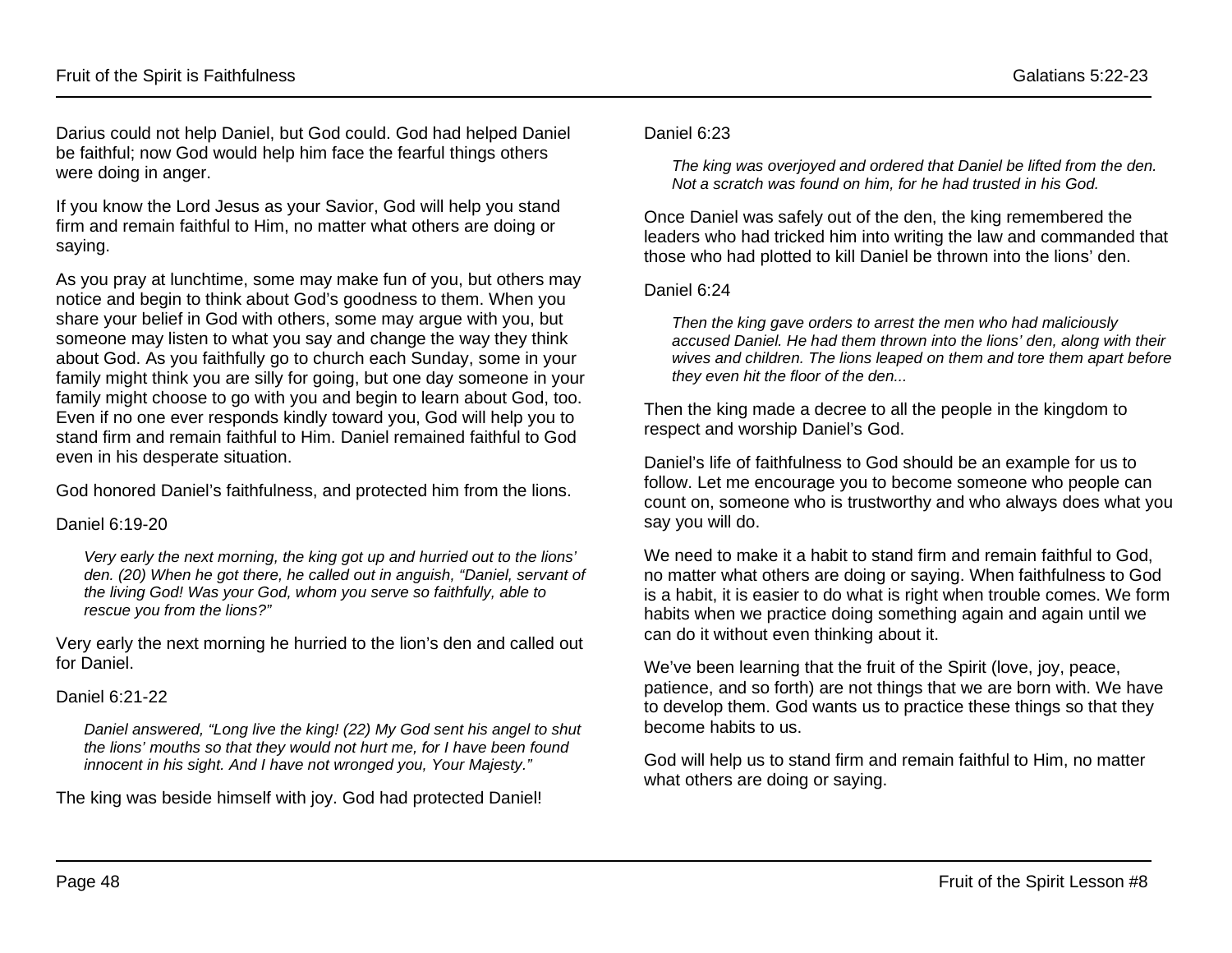Darius could not help Daniel, but God could. God had helped Daniel be faithful; now God would help him face the fearful things others were doing in anger.

If you know the Lord Jesus as your Savior, God will help you stand firm and remain faithful to Him, no matter what others are doing or saying.

As you pray at lunchtime, some may make fun of you, but others may notice and begin to think about God's goodness to them. When you share your belief in God with others, some may argue with you, but someone may listen to what you say and change the way they think about God. As you faithfully go to church each Sunday, some in your family might think you are silly for going, but one day someone in your family might choose to go with you and begin to learn about God, too. Even if no one ever responds kindly toward you, God will help you to stand firm and remain faithful to Him. Daniel remained faithful to God even in his desperate situation.

God honored Daniel's faithfulness, and protected him from the lions.

Daniel 6:19-20

> *Very early the next morning, the king got up and hurried out to the lions' den. (20) When he got there, he called out in anguish, "Daniel, servant of the living God! Was your God, whom you serve so faithfully, able to rescue you from the lions?"*

Very early the next morning he hurried to the lion's den and called out for Daniel.

Daniel 6:21-22

> *Daniel answered, "Long live the king! (22) My God sent his angel to shut the lions' mouths so that they would not hurt me, for I have been found innocent in his sight. And I have not wronged you, Your Majesty."*

The king was beside himself with joy. God had protected Daniel!

Daniel 6:23

> *The king was overjoyed and ordered that Daniel be lifted from the den. Not a scratch was found on him, for he had trusted in his God.*

Once Daniel was safely out of the den, the king remembered the leaders who had tricked him into writing the law and commanded that those who had plotted to kill Daniel be thrown into the lions' den.

Daniel 6:24

> *Then the king gave orders to arrest the men who had maliciously accused Daniel. He had them thrown into the lions' den, along with their wives and children. The lions leaped on them and tore them apart before they even hit the floor of the den...*

Then the king made a decree to all the people in the kingdom to respect and worship Daniel's God.

Daniel's life of faithfulness to God should be an example for us to follow. Let me encourage you to become someone who people can count on, someone who is trustworthy and who always does what you say you will do.

We need to make it a habit to stand firm and remain faithful to God, no matter what others are doing or saying. When faithfulness to God is a habit, it is easier to do what is right when trouble comes. We form habits when we practice doing something again and again until we can do it without even thinking about it.

We've been learning that the fruit of the Spirit (love, joy, peace, patience, and so forth) are not things that we are born with. We have to develop them. God wants us to practice these things so that they become habits to us.

God will help us to stand firm and remain faithful to Him, no matter what others are doing or saying.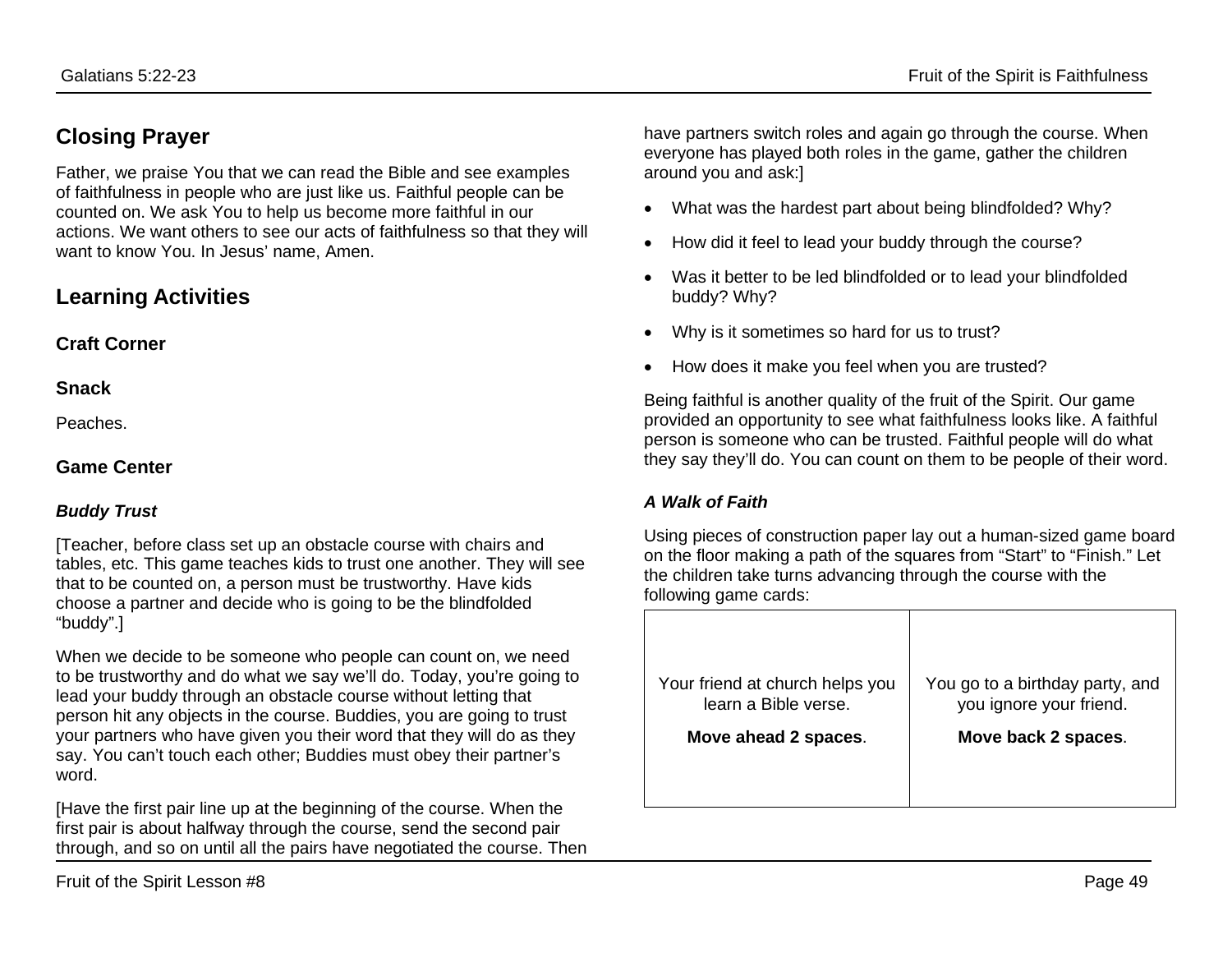## Closing Prayer

Father, we praise You that we can read the Bible and see examples of faithfulness in people who are just like us. Faithful people can be counted on. We ask You to help us become more faithful in our actions. We want others to see our acts of faithfulness so that they will want to know You. In Jesus' name, Amen.

## Learning Activities

### Craft Corner

### Snack

Peaches.

### Game Center

#### *Buddy Trust*

[Teacher, before class set up an obstacle course with chairs and tables, etc. This game teaches kids to trust one another. They will see that to be counted on, a person must be trustworthy. Have kids choose a partner and decide who is going to be the blindfolded "buddy".]

When we decide to be someone who people can count on, we need to be trustworthy and do what we say we'll do. Today, you're going to lead your buddy through an obstacle course without letting that person hit any objects in the course. Buddies, you are going to trust your partners who have given you their word that they will do as they say. You can't touch each other; Buddies must obey their partner's word.

[Have the first pair line up at the beginning of the course. When the first pair is about halfway through the course, send the second pair through, and so on until all the pairs have negotiated the course. Then have partners switch roles and again go through the course. When everyone has played both roles in the game, gather the children around you and ask:]

- What was the hardest part about being blindfolded? Why?
- How did it feel to lead your buddy through the course?
- Was it better to be led blindfolded or to lead your blindfolded buddy? Why?
- Why is it sometimes so hard for us to trust?
- How does it make you feel when you are trusted?

Being faithful is another quality of the fruit of the Spirit. Our game provided an opportunity to see what faithfulness looks like. A faithful person is someone who can be trusted. Faithful people will do what they say they'll do. You can count on them to be people of their word.

#### *A Walk of Faith*

Using pieces of construction paper lay out a human-sized game board on the floor making a path of the squares from "Start" to "Finish." Let the children take turns advancing through the course with the following game cards:

| | |
|---|---|
| Your friend at church helps you learn a Bible verse. **Move ahead 2 spaces**. | You go to a birthday party, and you ignore your friend. **Move back 2 spaces**. |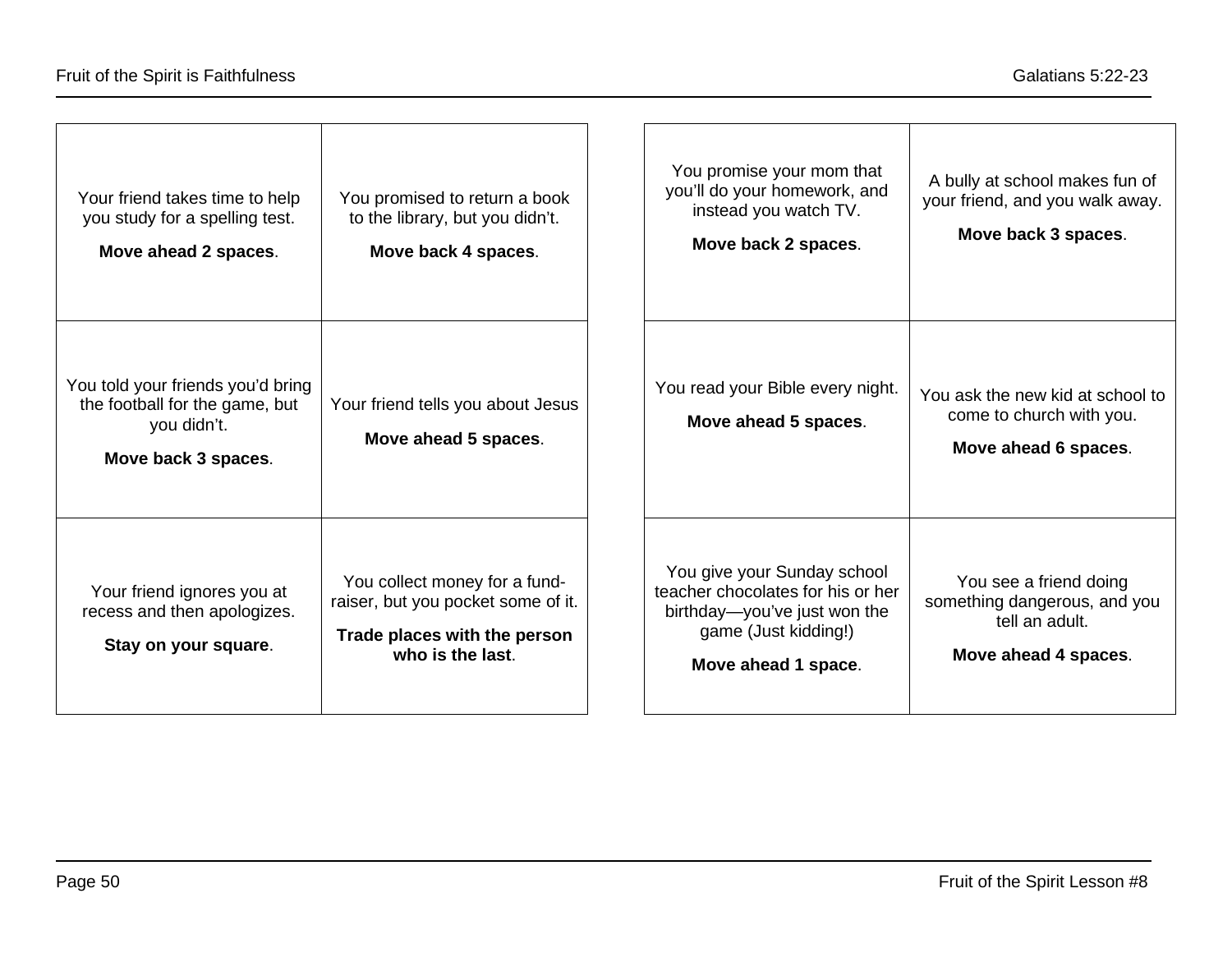| | |
|---|---|
| Your friend takes time to help you study for a spelling test.<br><br>**Move ahead 2 spaces**. | You promised to return a book to the library, but you didn't.<br><br>**Move back 4 spaces**. |
| You told your friends you'd bring the football for the game, but you didn't.<br><br>**Move back 3 spaces**. | Your friend tells you about Jesus<br><br>**Move ahead 5 spaces**. |
| Your friend ignores you at recess and then apologizes.<br><br>**Stay on your square**. | You collect money for a fund-raiser, but you pocket some of it.<br><br>**Trade places with the person who is the last**. |

| | |
|---|---|
| You promise your mom that you'll do your homework, and instead you watch TV.<br><br>**Move back 2 spaces**. | A bully at school makes fun of your friend, and you walk away.<br><br>**Move back 3 spaces**. |
| You read your Bible every night.<br><br>**Move ahead 5 spaces**. | You ask the new kid at school to come to church with you.<br><br>**Move ahead 6 spaces**. |
| You give your Sunday school teacher chocolates for his or her birthday—you've just won the game (Just kidding!)<br><br>**Move ahead 1 space**. | You see a friend doing something dangerous, and you tell an adult.<br><br>**Move ahead 4 spaces**. |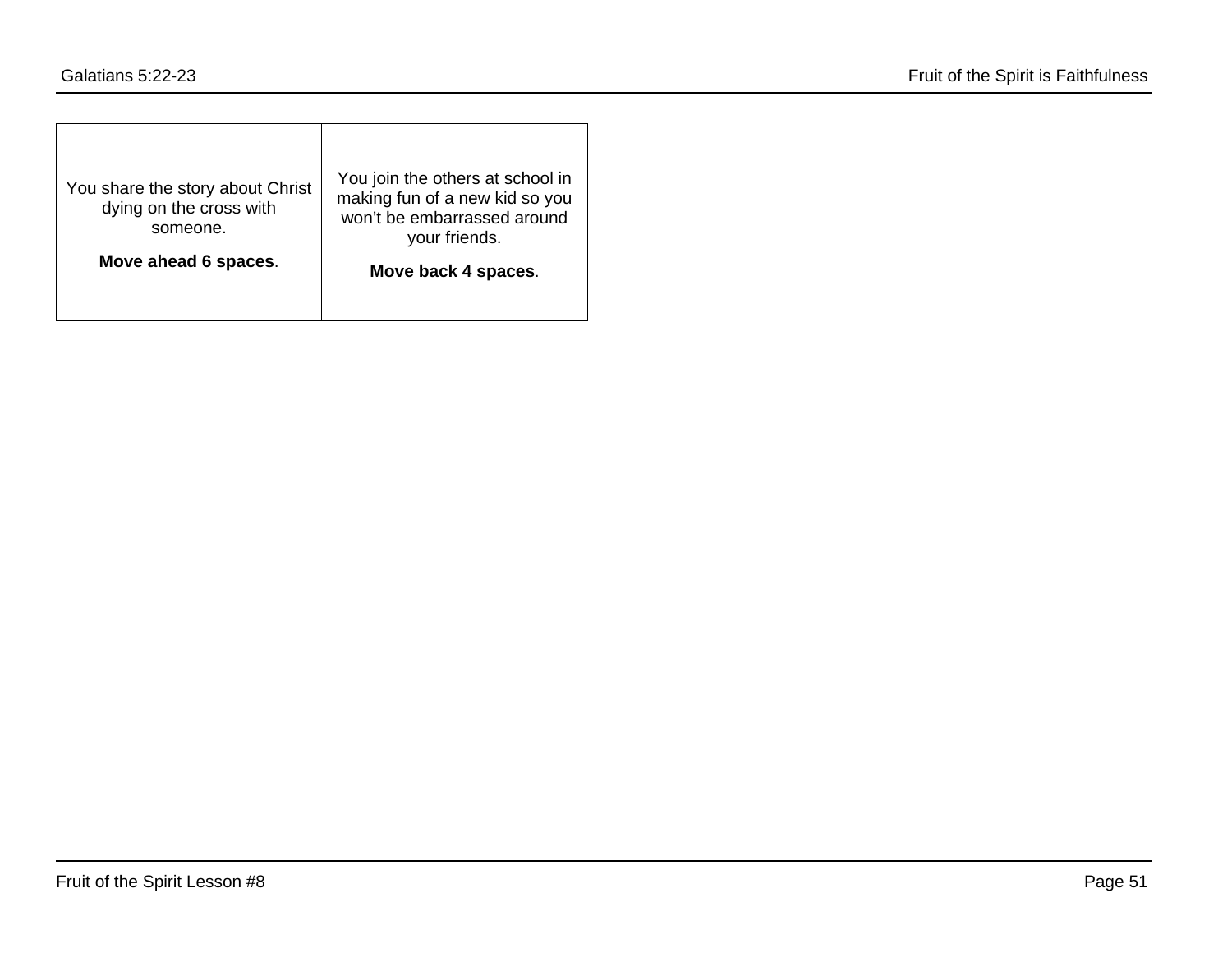| You share the story about Christ dying on the cross with someone.<br><br>**Move ahead 6 spaces**. | You join the others at school in making fun of a new kid so you won't be embarrassed around your friends.<br><br>**Move back 4 spaces**. |
|---|---|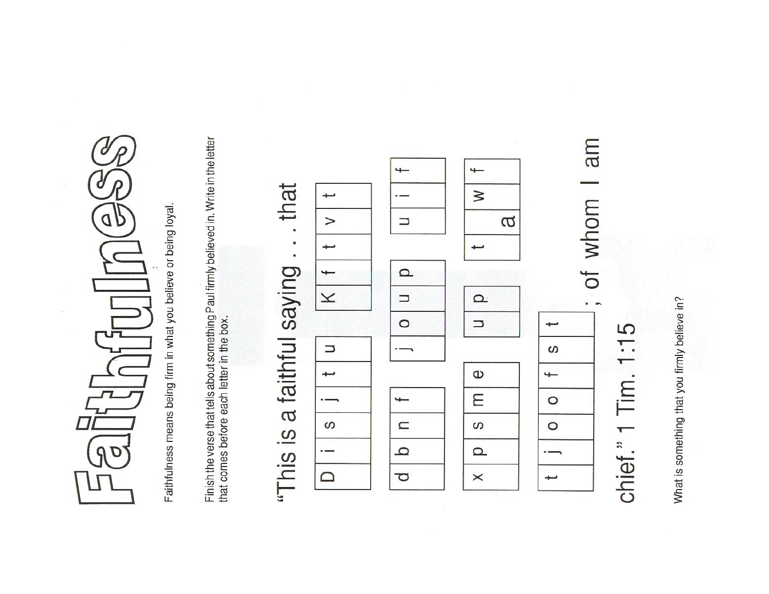# Faithfulness

Faithfulness means being firm in what you believe or being loyal.

Finish the verse that tells about something Paul firmly believed in. Write in the letter that comes before each letter in the box.

"This is a faithful saying . . . that

| | | | | | |
|---|---|---|---|---|---|
| D | i | s | j | t | u |
| | | | | | |

| | | | | |
|---|---|---|---|---|
| K | f | t | v | t |
| | | | | |

| | | | |
|---|---|---|---|
| d | b | n | f |
| | | | |

| | | | |
|---|---|---|---|
| j | o | u | p |
| | | | |

| | | |
|---|---|---|
| u | i | f |
| | | |

| | | | | |
|---|---|---|---|---|
| x | p | s | m | e |
| | | | | |

| | |
|---|---|
| u | p |
| | |

| | | | |
|---|---|---|---|
| t | | w | f |
| | a | | |

| | | | | | | |
|---|---|---|---|---|---|---|
| t | j | o | o | f | s | t |
| | | | | | | |

; of whom I am chief." 1 Tim. 1:15

What is something that you firmly believe in?